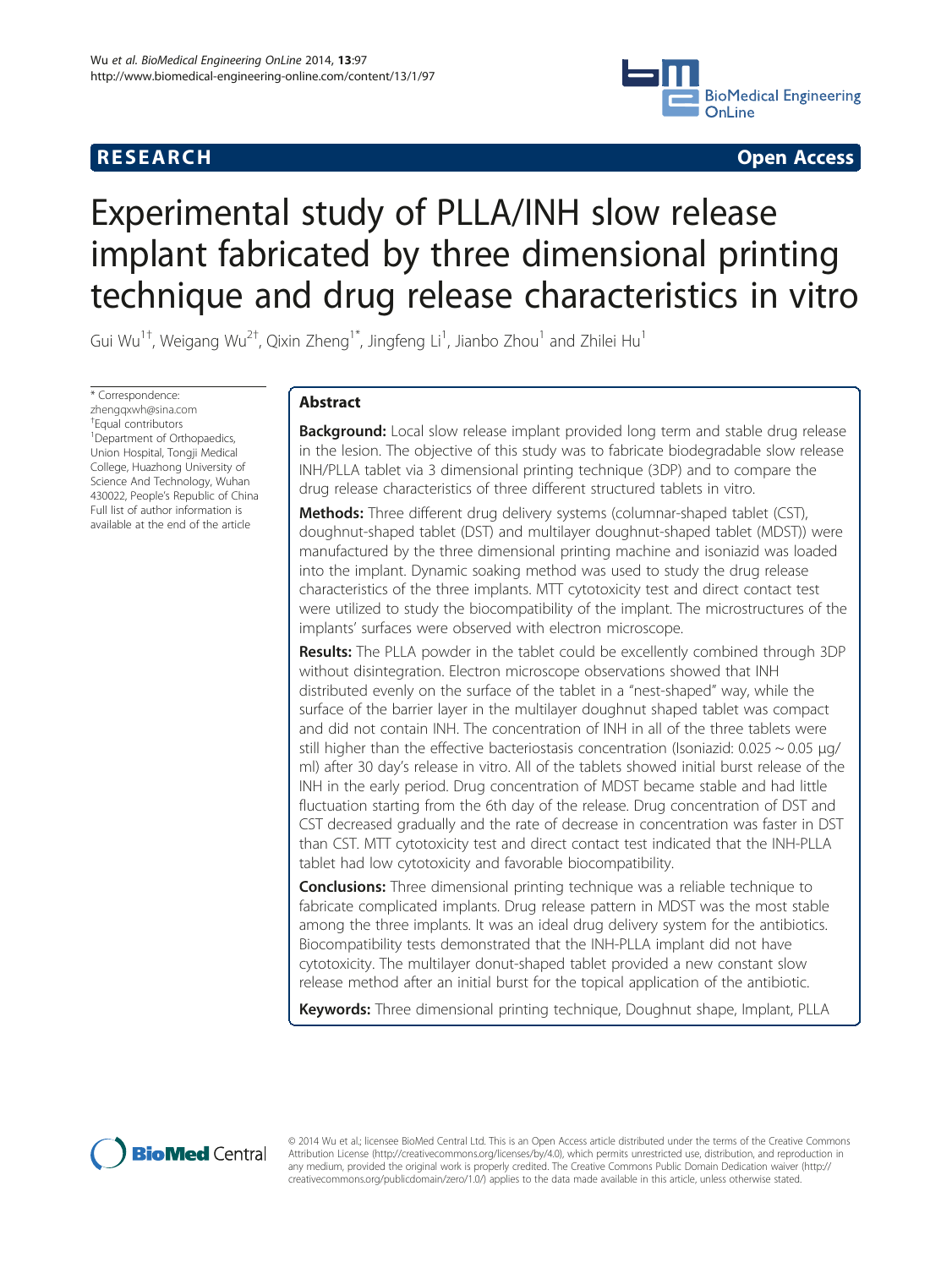RESEARCH Open Access

# Experimental study of PLLA/INH slow release implant fabricated by three dimensional printing technique and drug release characteristics in vitro

Gui Wu[1†], Weigang Wu[2†], Qixin Zheng[1*], Jingfeng Li[1], Jianbo Zhou[1] and Zhilei Hu[1]

\* Correspondence: zhengqxwh@sina.com
† Equal contributors
[1] Department of Orthopaedics, Union Hospital, Tongji Medical College, Huazhong University of Science And Technology, Wuhan 430022, People's Republic of China
Full list of author information is available at the end of the article

## Abstract

**Background:** Local slow release implant provided long term and stable drug release in the lesion. The objective of this study was to fabricate biodegradable slow release INH/PLLA tablet via 3 dimensional printing technique (3DP) and to compare the drug release characteristics of three different structured tablets in vitro.

**Methods:** Three different drug delivery systems (columnar-shaped tablet (CST), doughnut-shaped tablet (DST) and multilayer doughnut-shaped tablet (MDST)) were manufactured by the three dimensional printing machine and isoniazid was loaded into the implant. Dynamic soaking method was used to study the drug release characteristics of the three implants. MTT cytotoxicity test and direct contact test were utilized to study the biocompatibility of the implant. The microstructures of the implants' surfaces were observed with electron microscope.

**Results:** The PLLA powder in the tablet could be excellently combined through 3DP without disintegration. Electron microscope observations showed that INH distributed evenly on the surface of the tablet in a "nest-shaped" way, while the surface of the barrier layer in the multilayer doughnut shaped tablet was compact and did not contain INH. The concentration of INH in all of the three tablets were still higher than the effective bacteriostasis concentration (Isoniazid: 0.025 ~ 0.05 μg/ml) after 30 day's release in vitro. All of the tablets showed initial burst release of the INH in the early period. Drug concentration of MDST became stable and had little fluctuation starting from the 6th day of the release. Drug concentration of DST and CST decreased gradually and the rate of decrease in concentration was faster in DST than CST. MTT cytotoxicity test and direct contact test indicated that the INH-PLLA tablet had low cytotoxicity and favorable biocompatibility.

**Conclusions:** Three dimensional printing technique was a reliable technique to fabricate complicated implants. Drug release pattern in MDST was the most stable among the three implants. It was an ideal drug delivery system for the antibiotics. Biocompatibility tests demonstrated that the INH-PLLA implant did not have cytotoxicity. The multilayer donut-shaped tablet provided a new constant slow release method after an initial burst for the topical application of the antibiotic.

**Keywords:** Three dimensional printing technique, Doughnut shape, Implant, PLLA

© 2014 Wu et al.; licensee BioMed Central Ltd. This is an Open Access article distributed under the terms of the Creative Commons Attribution License (http://creativecommons.org/licenses/by/4.0), which permits unrestricted use, distribution, and reproduction in any medium, provided the original work is properly credited. The Creative Commons Public Domain Dedication waiver (http://creativecommons.org/publicdomain/zero/1.0/) applies to the data made available in this article, unless otherwise stated.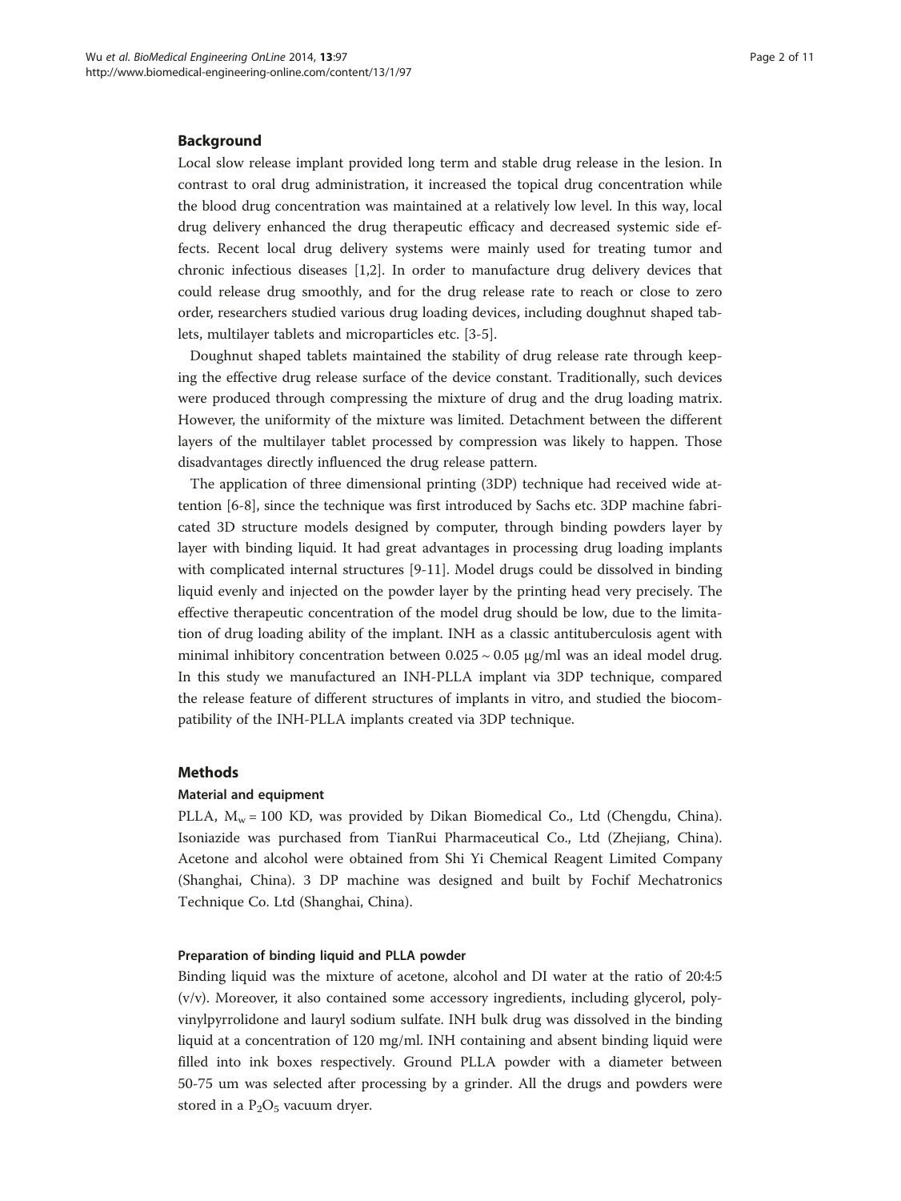## Background

Local slow release implant provided long term and stable drug release in the lesion. In contrast to oral drug administration, it increased the topical drug concentration while the blood drug concentration was maintained at a relatively low level. In this way, local drug delivery enhanced the drug therapeutic efficacy and decreased systemic side effects. Recent local drug delivery systems were mainly used for treating tumor and chronic infectious diseases [1,2]. In order to manufacture drug delivery devices that could release drug smoothly, and for the drug release rate to reach or close to zero order, researchers studied various drug loading devices, including doughnut shaped tablets, multilayer tablets and microparticles etc. [3-5].

Doughnut shaped tablets maintained the stability of drug release rate through keeping the effective drug release surface of the device constant. Traditionally, such devices were produced through compressing the mixture of drug and the drug loading matrix. However, the uniformity of the mixture was limited. Detachment between the different layers of the multilayer tablet processed by compression was likely to happen. Those disadvantages directly influenced the drug release pattern.

The application of three dimensional printing (3DP) technique had received wide attention [6-8], since the technique was first introduced by Sachs etc. 3DP machine fabricated 3D structure models designed by computer, through binding powders layer by layer with binding liquid. It had great advantages in processing drug loading implants with complicated internal structures [9-11]. Model drugs could be dissolved in binding liquid evenly and injected on the powder layer by the printing head very precisely. The effective therapeutic concentration of the model drug should be low, due to the limitation of drug loading ability of the implant. INH as a classic antituberculosis agent with minimal inhibitory concentration between 0.025 ~ 0.05 μg/ml was an ideal model drug. In this study we manufactured an INH-PLLA implant via 3DP technique, compared the release feature of different structures of implants in vitro, and studied the biocompatibility of the INH-PLLA implants created via 3DP technique.

## Methods

### Material and equipment

PLLA, $M_w = 100$ KD, was provided by Dikan Biomedical Co., Ltd (Chengdu, China). Isoniazide was purchased from TianRui Pharmaceutical Co., Ltd (Zhejiang, China). Acetone and alcohol were obtained from Shi Yi Chemical Reagent Limited Company (Shanghai, China). 3 DP machine was designed and built by Fochif Mechatronics Technique Co. Ltd (Shanghai, China).

### Preparation of binding liquid and PLLA powder

Binding liquid was the mixture of acetone, alcohol and DI water at the ratio of 20:4:5 (v/v). Moreover, it also contained some accessory ingredients, including glycerol, polyvinylpyrrolidone and lauryl sodium sulfate. INH bulk drug was dissolved in the binding liquid at a concentration of 120 mg/ml. INH containing and absent binding liquid were filled into ink boxes respectively. Ground PLLA powder with a diameter between 50-75 um was selected after processing by a grinder. All the drugs and powders were stored in a $P_2O_5$ vacuum dryer.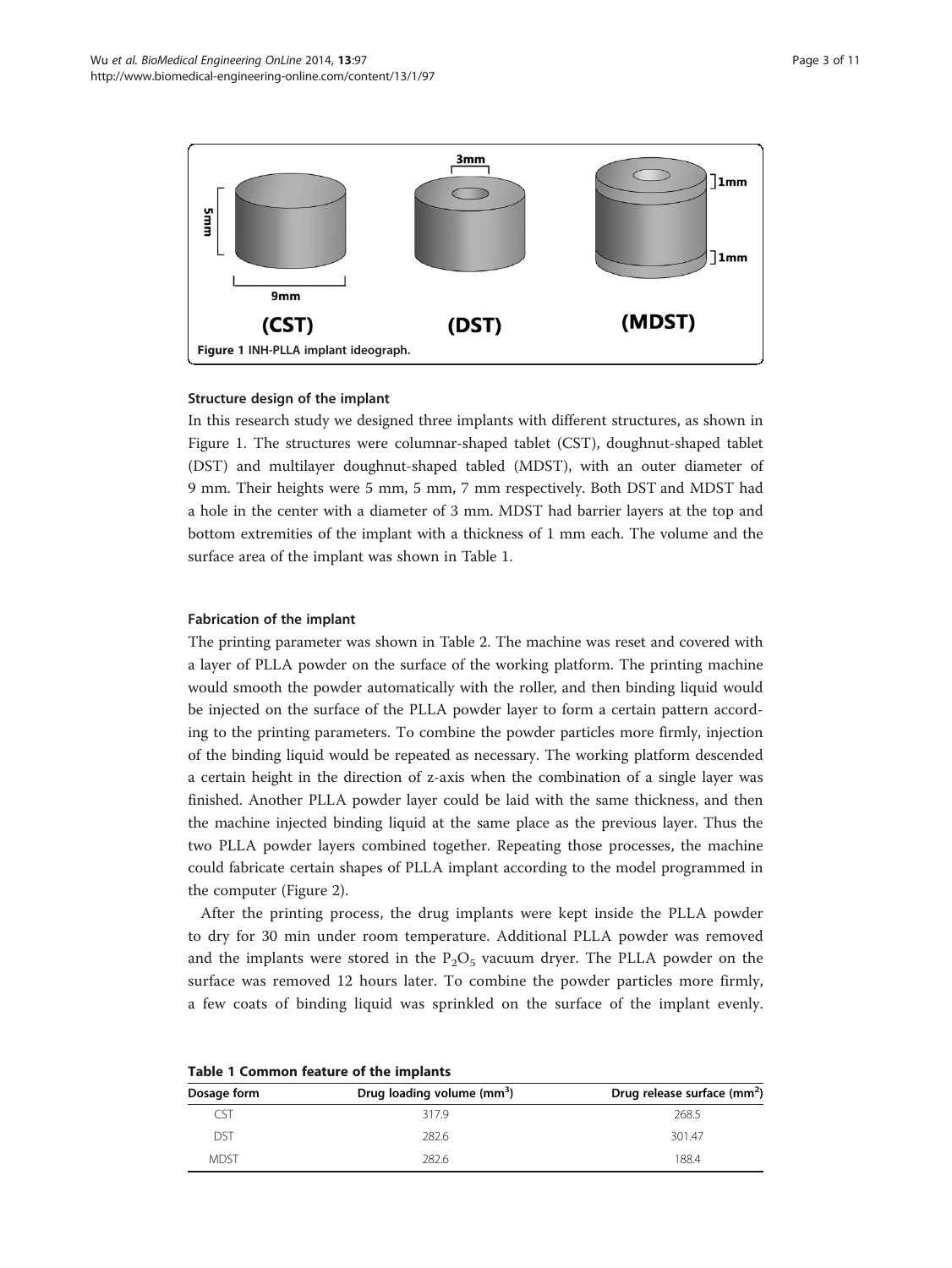Figure 1 INH-PLLA implant ideograph.

### Structure design of the implant

In this research study we designed three implants with different structures, as shown in Figure 1. The structures were columnar-shaped tablet (CST), doughnut-shaped tablet (DST) and multilayer doughnut-shaped tabled (MDST), with an outer diameter of 9 mm. Their heights were 5 mm, 5 mm, 7 mm respectively. Both DST and MDST had a hole in the center with a diameter of 3 mm. MDST had barrier layers at the top and bottom extremities of the implant with a thickness of 1 mm each. The volume and the surface area of the implant was shown in Table 1.

### Fabrication of the implant

The printing parameter was shown in Table 2. The machine was reset and covered with a layer of PLLA powder on the surface of the working platform. The printing machine would smooth the powder automatically with the roller, and then binding liquid would be injected on the surface of the PLLA powder layer to form a certain pattern according to the printing parameters. To combine the powder particles more firmly, injection of the binding liquid would be repeated as necessary. The working platform descended a certain height in the direction of z-axis when the combination of a single layer was finished. Another PLLA powder layer could be laid with the same thickness, and then the machine injected binding liquid at the same place as the previous layer. Thus the two PLLA powder layers combined together. Repeating those processes, the machine could fabricate certain shapes of PLLA implant according to the model programmed in the computer (Figure 2).

After the printing process, the drug implants were kept inside the PLLA powder to dry for 30 min under room temperature. Additional PLLA powder was removed and the implants were stored in the $P_2O_5$ vacuum dryer. The PLLA powder on the surface was removed 12 hours later. To combine the powder particles more firmly, a few coats of binding liquid was sprinkled on the surface of the implant evenly.

**Table 1 Common feature of the implants**

| Dosage form | Drug loading volume ($mm^3$) | Drug release surface ($mm^2$) |
|---|---|---|
| CST | 317.9 | 268.5 |
| DST | 282.6 | 301.47 |
| MDST | 282.6 | 188.4 |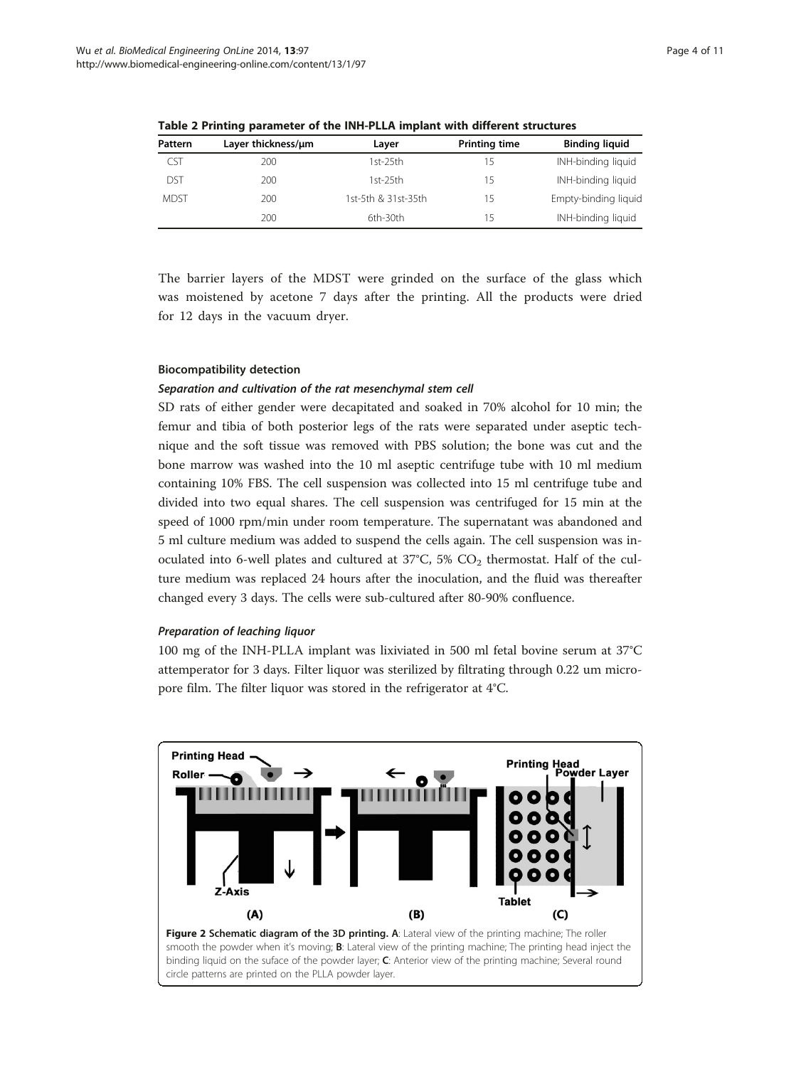**Table 2 Printing parameter of the INH-PLLA implant with different structures**

| Pattern | Layer thickness/μm | Layer | Printing time | Binding liquid |
|---|---|---|---|---|
| CST | 200 | 1st-25th | 15 | INH-binding liquid |
| DST | 200 | 1st-25th | 15 | INH-binding liquid |
| MDST | 200 | 1st-5th & 31st-35th | 15 | Empty-binding liquid |
| | 200 | 6th-30th | 15 | INH-binding liquid |

The barrier layers of the MDST were grinded on the surface of the glass which was moistened by acetone 7 days after the printing. All the products were dried for 12 days in the vacuum dryer.

### Biocompatibility detection

#### *Separation and cultivation of the rat mesenchymal stem cell*

SD rats of either gender were decapitated and soaked in 70% alcohol for 10 min; the femur and tibia of both posterior legs of the rats were separated under aseptic technique and the soft tissue was removed with PBS solution; the bone was cut and the bone marrow was washed into the 10 ml aseptic centrifuge tube with 10 ml medium containing 10% FBS. The cell suspension was collected into 15 ml centrifuge tube and divided into two equal shares. The cell suspension was centrifuged for 15 min at the speed of 1000 rpm/min under room temperature. The supernatant was abandoned and 5 ml culture medium was added to suspend the cells again. The cell suspension was inoculated into 6-well plates and cultured at 37°C, 5% $CO_2$ thermostat. Half of the culture medium was replaced 24 hours after the inoculation, and the fluid was thereafter changed every 3 days. The cells were sub-cultured after 80-90% confluence.

#### *Preparation of leaching liquor*

100 mg of the INH-PLLA implant was lixiviated in 500 ml fetal bovine serum at 37°C attemperator for 3 days. Filter liquor was sterilized by filtrating through 0.22 um micropore film. The filter liquor was stored in the refrigerator at 4°C.

**Figure 2 Schematic diagram of the 3D printing. A**: Lateral view of the printing machine; The roller smooth the powder when it's moving; **B**: Lateral view of the printing machine; The printing head inject the binding liquid on the suface of the powder layer; **C**: Anterior view of the printing machine; Several round circle patterns are printed on the PLLA powder layer.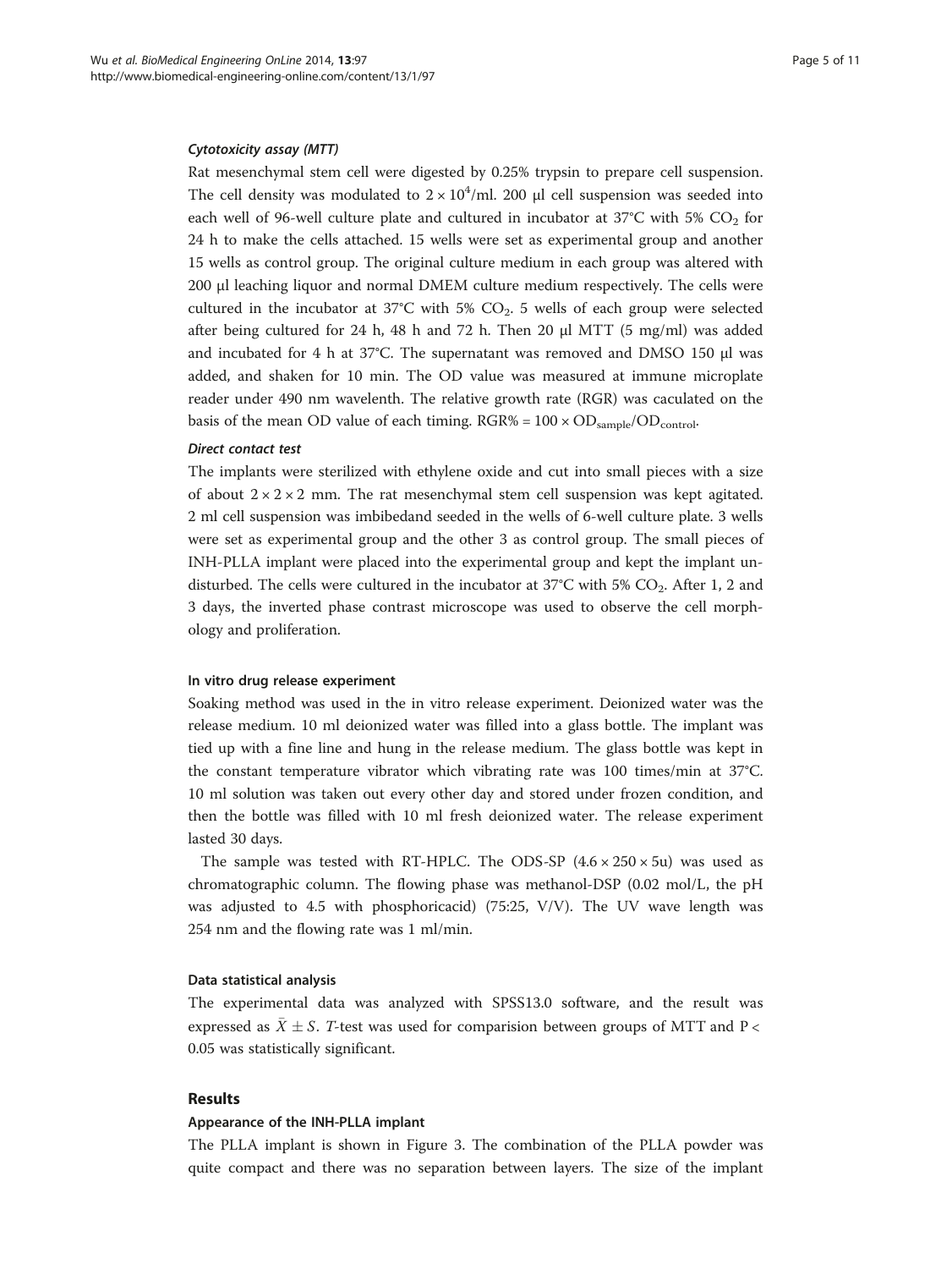#### *Cytotoxicity assay (MTT)*

Rat mesenchymal stem cell were digested by 0.25% trypsin to prepare cell suspension. The cell density was modulated to $2 \times 10^4$/ml. 200 μl cell suspension was seeded into each well of 96-well culture plate and cultured in incubator at 37°C with 5% $CO_2$ for 24 h to make the cells attached. 15 wells were set as experimental group and another 15 wells as control group. The original culture medium in each group was altered with 200 μl leaching liquor and normal DMEM culture medium respectively. The cells were cultured in the incubator at 37°C with 5% $CO_2$. 5 wells of each group were selected after being cultured for 24 h, 48 h and 72 h. Then 20 μl MTT (5 mg/ml) was added and incubated for 4 h at 37°C. The supernatant was removed and DMSO 150 μl was added, and shaken for 10 min. The OD value was measured at immune microplate reader under 490 nm wavelenth. The relative growth rate (RGR) was caculated on the basis of the mean OD value of each timing. $RGR\% = 100 \times OD_{sample}/OD_{control}$.

#### *Direct contact test*

The implants were sterilized with ethylene oxide and cut into small pieces with a size of about $2 \times 2 \times 2$ mm. The rat mesenchymal stem cell suspension was kept agitated. 2 ml cell suspension was imbibedand seeded in the wells of 6-well culture plate. 3 wells were set as experimental group and the other 3 as control group. The small pieces of INH-PLLA implant were placed into the experimental group and kept the implant undisturbed. The cells were cultured in the incubator at 37°C with 5% $CO_2$. After 1, 2 and 3 days, the inverted phase contrast microscope was used to observe the cell morphology and proliferation.

### In vitro drug release experiment

Soaking method was used in the in vitro release experiment. Deionized water was the release medium. 10 ml deionized water was filled into a glass bottle. The implant was tied up with a fine line and hung in the release medium. The glass bottle was kept in the constant temperature vibrator which vibrating rate was 100 times/min at 37°C. 10 ml solution was taken out every other day and stored under frozen condition, and then the bottle was filled with 10 ml fresh deionized water. The release experiment lasted 30 days.

The sample was tested with RT-HPLC. The ODS-SP ($4.6 \times 250 \times 5$u) was used as chromatographic column. The flowing phase was methanol-DSP (0.02 mol/L, the pH was adjusted to 4.5 with phosphoricacid) (75:25, V/V). The UV wave length was 254 nm and the flowing rate was 1 ml/min.

### Data statistical analysis

The experimental data was analyzed with SPSS13.0 software, and the result was expressed as $\bar{X} \pm S$. *T*-test was used for comparision between groups of MTT and $P < 0.05$ was statistically significant.

## Results

### Appearance of the INH-PLLA implant

The PLLA implant is shown in Figure 3. The combination of the PLLA powder was quite compact and there was no separation between layers. The size of the implant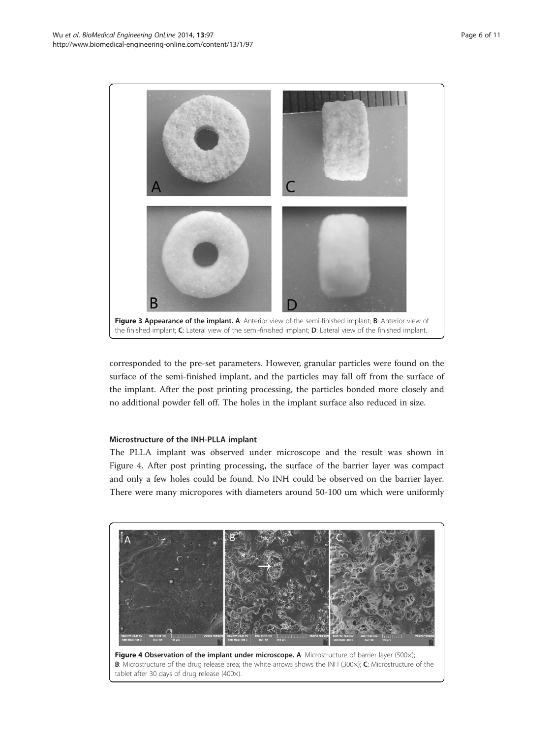**Figure 3 Appearance of the implant. A**: Anterior view of the semi-finished implant; **B**: Anterior view of the finished implant; **C**: Lateral view of the semi-finished implant; **D**: Lateral view of the finished implant.

corresponded to the pre-set parameters. However, granular particles were found on the surface of the semi-finished implant, and the particles may fall off from the surface of the implant. After the post printing processing, the particles bonded more closely and no additional powder fell off. The holes in the implant surface also reduced in size.

#### Microstructure of the INH-PLLA implant

The PLLA implant was observed under microscope and the result was shown in Figure 4. After post printing processing, the surface of the barrier layer was compact and only a few holes could be found. No INH could be observed on the barrier layer. There were many micropores with diameters around 50-100 um which were uniformly

**Figure 4 Observation of the implant under microscope. A**: Microstructure of barrier layer (500×); **B**: Microstructure of the drug release area; the white arrows shows the INH (300×); **C**: Microstructure of the tablet after 30 days of drug release (400×).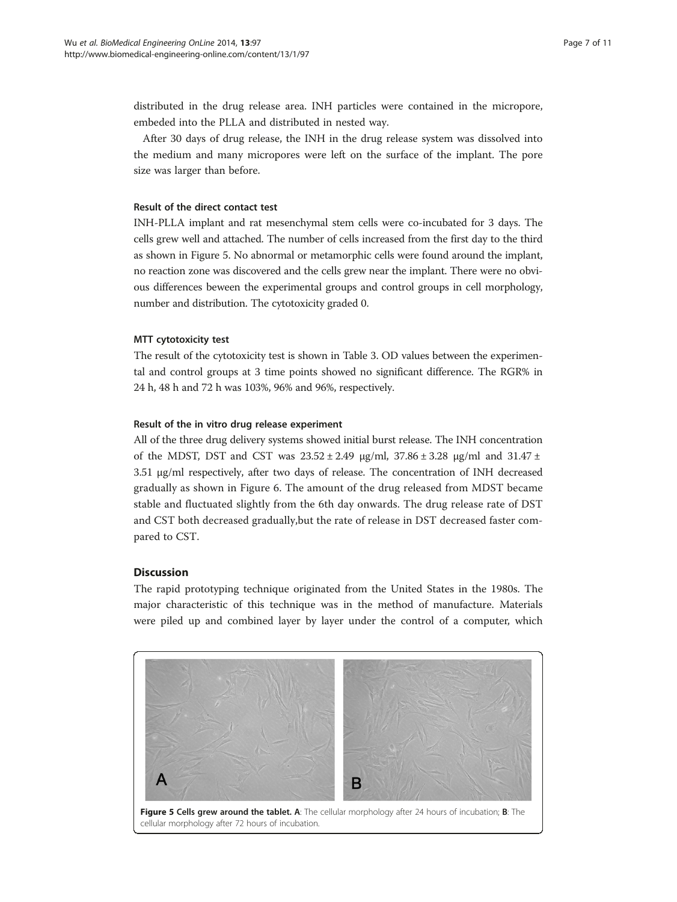distributed in the drug release area. INH particles were contained in the micropore, embeded into the PLLA and distributed in nested way.

After 30 days of drug release, the INH in the drug release system was dissolved into the medium and many micropores were left on the surface of the implant. The pore size was larger than before.

#### Result of the direct contact test

INH-PLLA implant and rat mesenchymal stem cells were co-incubated for 3 days. The cells grew well and attached. The number of cells increased from the first day to the third as shown in Figure 5. No abnormal or metamorphic cells were found around the implant, no reaction zone was discovered and the cells grew near the implant. There were no obvious differences beween the experimental groups and control groups in cell morphology, number and distribution. The cytotoxicity graded 0.

#### MTT cytotoxicity test

The result of the cytotoxicity test is shown in Table 3. OD values between the experimental and control groups at 3 time points showed no significant difference. The RGR% in 24 h, 48 h and 72 h was 103%, 96% and 96%, respectively.

#### Result of the in vitro drug release experiment

All of the three drug delivery systems showed initial burst release. The INH concentration of the MDST, DST and CST was $23.52 \pm 2.49$ μg/ml, $37.86 \pm 3.28$ μg/ml and $31.47 \pm 3.51$ μg/ml respectively, after two days of release. The concentration of INH decreased gradually as shown in Figure 6. The amount of the drug released from MDST became stable and fluctuated slightly from the 6th day onwards. The drug release rate of DST and CST both decreased gradually,but the rate of release in DST decreased faster compared to CST.

## Discussion

The rapid prototyping technique originated from the United States in the 1980s. The major characteristic of this technique was in the method of manufacture. Materials were piled up and combined layer by layer under the control of a computer, which

**Figure 5 Cells grew around the tablet. A**: The cellular morphology after 24 hours of incubation; **B**: The cellular morphology after 72 hours of incubation.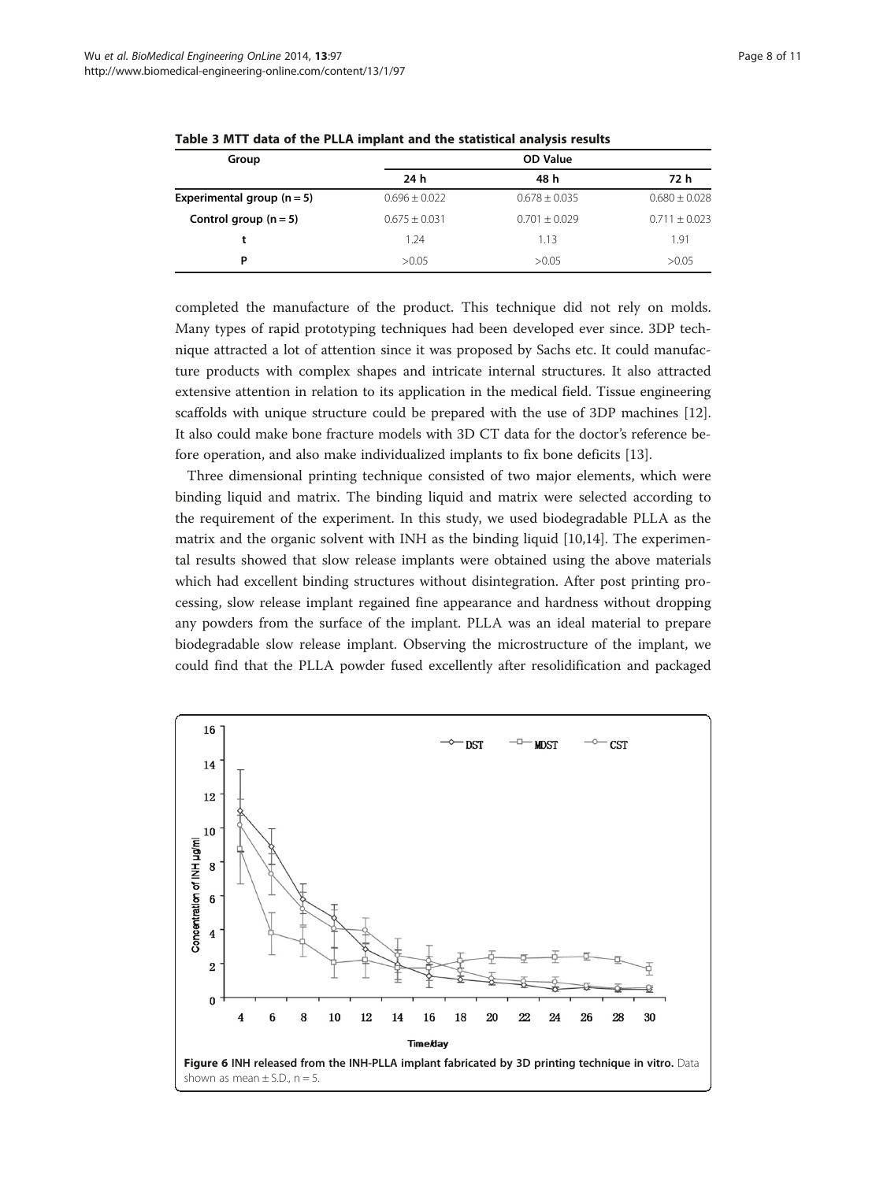**Table 3 MTT data of the PLLA implant and the statistical analysis results**

| Group | OD Value | | |
|---|---|---|---|
| | 24 h | 48 h | 72 h |
| **Experimental group (n = 5)** | 0.696 ± 0.022 | 0.678 ± 0.035 | 0.680 ± 0.028 |
| **Control group (n = 5)** | 0.675 ± 0.031 | 0.701 ± 0.029 | 0.711 ± 0.023 |
| **t** | 1.24 | 1.13 | 1.91 |
| **P** | >0.05 | >0.05 | >0.05 |

completed the manufacture of the product. This technique did not rely on molds. Many types of rapid prototyping techniques had been developed ever since. 3DP technique attracted a lot of attention since it was proposed by Sachs etc. It could manufacture products with complex shapes and intricate internal structures. It also attracted extensive attention in relation to its application in the medical field. Tissue engineering scaffolds with unique structure could be prepared with the use of 3DP machines [12]. It also could make bone fracture models with 3D CT data for the doctor's reference before operation, and also make individualized implants to fix bone deficits [13].

Three dimensional printing technique consisted of two major elements, which were binding liquid and matrix. The binding liquid and matrix were selected according to the requirement of the experiment. In this study, we used biodegradable PLLA as the matrix and the organic solvent with INH as the binding liquid [10,14]. The experimental results showed that slow release implants were obtained using the above materials which had excellent binding structures without disintegration. After post printing processing, slow release implant regained fine appearance and hardness without dropping any powders from the surface of the implant. PLLA was an ideal material to prepare biodegradable slow release implant. Observing the microstructure of the implant, we could find that the PLLA powder fused excellently after resolidification and packaged

**Figure 6** INH released from the INH-PLLA implant fabricated by 3D printing technique in vitro. Data shown as mean ± S.D., n = 5.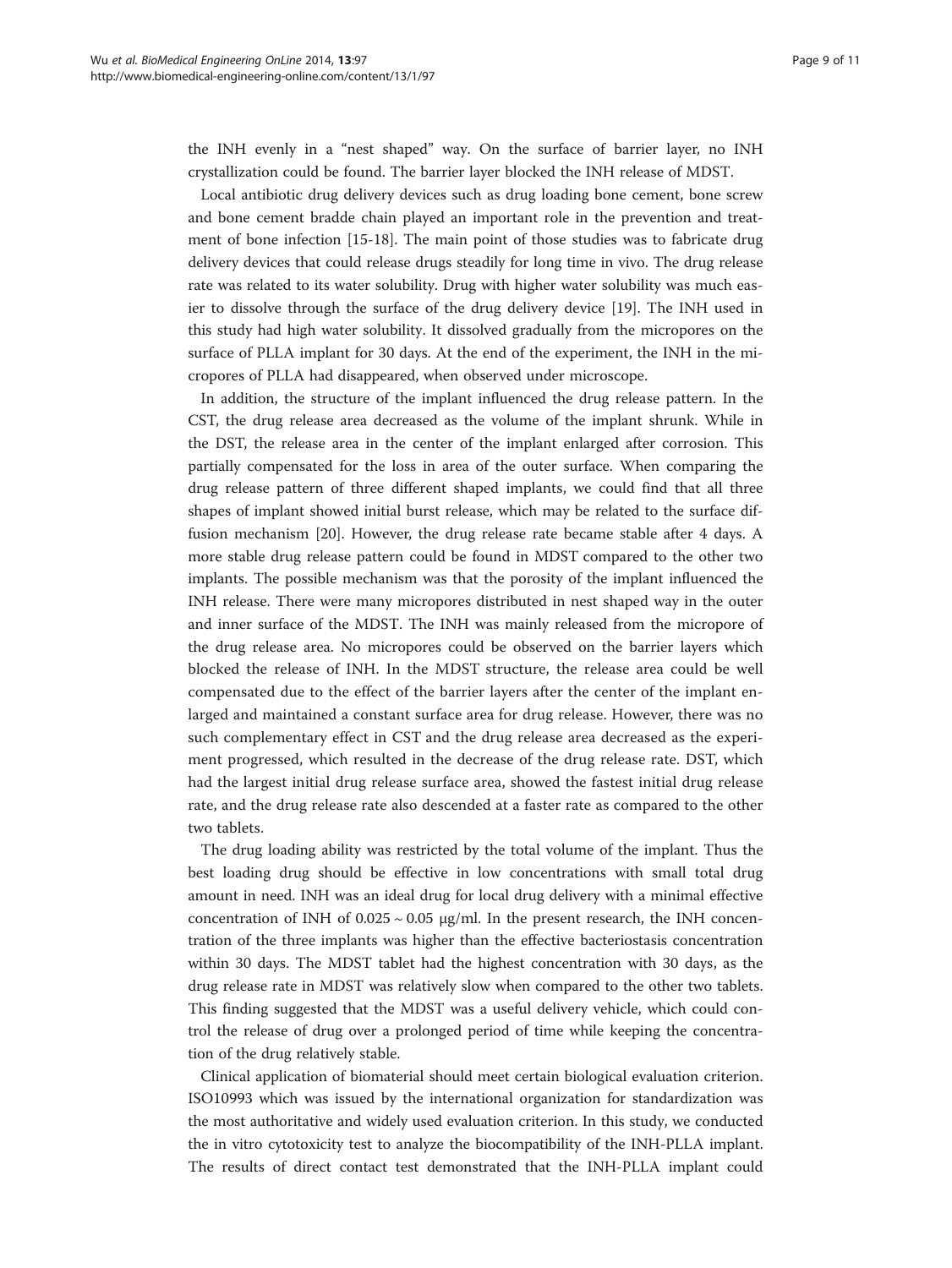the INH evenly in a "nest shaped" way. On the surface of barrier layer, no INH crystallization could be found. The barrier layer blocked the INH release of MDST.

Local antibiotic drug delivery devices such as drug loading bone cement, bone screw and bone cement bradde chain played an important role in the prevention and treatment of bone infection [15-18]. The main point of those studies was to fabricate drug delivery devices that could release drugs steadily for long time in vivo. The drug release rate was related to its water solubility. Drug with higher water solubility was much easier to dissolve through the surface of the drug delivery device [19]. The INH used in this study had high water solubility. It dissolved gradually from the micropores on the surface of PLLA implant for 30 days. At the end of the experiment, the INH in the micropores of PLLA had disappeared, when observed under microscope.

In addition, the structure of the implant influenced the drug release pattern. In the CST, the drug release area decreased as the volume of the implant shrunk. While in the DST, the release area in the center of the implant enlarged after corrosion. This partially compensated for the loss in area of the outer surface. When comparing the drug release pattern of three different shaped implants, we could find that all three shapes of implant showed initial burst release, which may be related to the surface diffusion mechanism [20]. However, the drug release rate became stable after 4 days. A more stable drug release pattern could be found in MDST compared to the other two implants. The possible mechanism was that the porosity of the implant influenced the INH release. There were many micropores distributed in nest shaped way in the outer and inner surface of the MDST. The INH was mainly released from the micropore of the drug release area. No micropores could be observed on the barrier layers which blocked the release of INH. In the MDST structure, the release area could be well compensated due to the effect of the barrier layers after the center of the implant enlarged and maintained a constant surface area for drug release. However, there was no such complementary effect in CST and the drug release area decreased as the experiment progressed, which resulted in the decrease of the drug release rate. DST, which had the largest initial drug release surface area, showed the fastest initial drug release rate, and the drug release rate also descended at a faster rate as compared to the other two tablets.

The drug loading ability was restricted by the total volume of the implant. Thus the best loading drug should be effective in low concentrations with small total drug amount in need. INH was an ideal drug for local drug delivery with a minimal effective concentration of INH of 0.025 ~ 0.05 μg/ml. In the present research, the INH concentration of the three implants was higher than the effective bacteriostasis concentration within 30 days. The MDST tablet had the highest concentration with 30 days, as the drug release rate in MDST was relatively slow when compared to the other two tablets. This finding suggested that the MDST was a useful delivery vehicle, which could control the release of drug over a prolonged period of time while keeping the concentration of the drug relatively stable.

Clinical application of biomaterial should meet certain biological evaluation criterion. ISO10993 which was issued by the international organization for standardization was the most authoritative and widely used evaluation criterion. In this study, we conducted the in vitro cytotoxicity test to analyze the biocompatibility of the INH-PLLA implant. The results of direct contact test demonstrated that the INH-PLLA implant could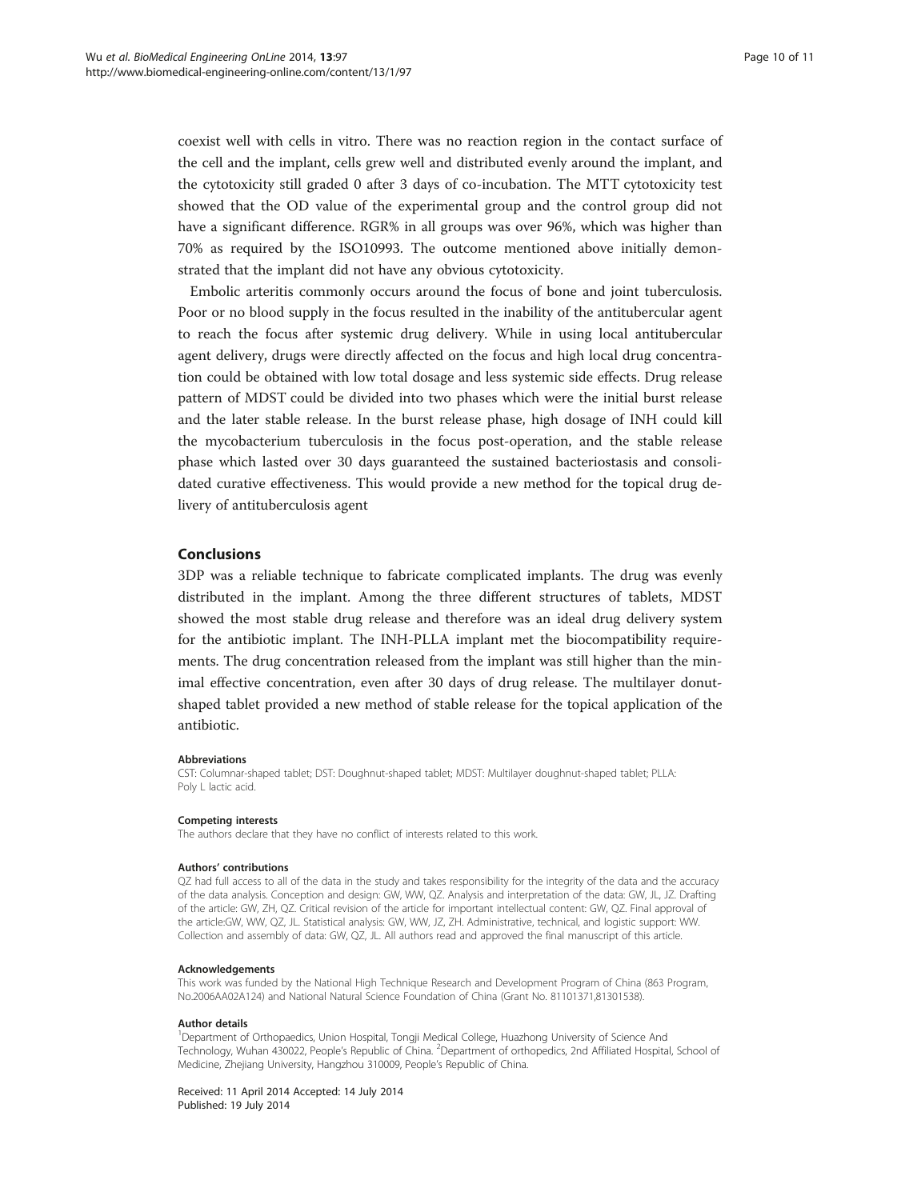coexist well with cells in vitro. There was no reaction region in the contact surface of the cell and the implant, cells grew well and distributed evenly around the implant, and the cytotoxicity still graded 0 after 3 days of co-incubation. The MTT cytotoxicity test showed that the OD value of the experimental group and the control group did not have a significant difference. RGR% in all groups was over 96%, which was higher than 70% as required by the ISO10993. The outcome mentioned above initially demonstrated that the implant did not have any obvious cytotoxicity.

Embolic arteritis commonly occurs around the focus of bone and joint tuberculosis. Poor or no blood supply in the focus resulted in the inability of the antitubercular agent to reach the focus after systemic drug delivery. While in using local antitubercular agent delivery, drugs were directly affected on the focus and high local drug concentration could be obtained with low total dosage and less systemic side effects. Drug release pattern of MDST could be divided into two phases which were the initial burst release and the later stable release. In the burst release phase, high dosage of INH could kill the mycobacterium tuberculosis in the focus post-operation, and the stable release phase which lasted over 30 days guaranteed the sustained bacteriostasis and consolidated curative effectiveness. This would provide a new method for the topical drug delivery of antituberculosis agent

## Conclusions

3DP was a reliable technique to fabricate complicated implants. The drug was evenly distributed in the implant. Among the three different structures of tablets, MDST showed the most stable drug release and therefore was an ideal drug delivery system for the antibiotic implant. The INH-PLLA implant met the biocompatibility requirements. The drug concentration released from the implant was still higher than the minimal effective concentration, even after 30 days of drug release. The multilayer donut-shaped tablet provided a new method of stable release for the topical application of the antibiotic.

#### Abbreviations

CST: Columnar-shaped tablet; DST: Doughnut-shaped tablet; MDST: Multilayer doughnut-shaped tablet; PLLA: Poly L lactic acid.

#### Competing interests

The authors declare that they have no conflict of interests related to this work.

#### Authors' contributions

QZ had full access to all of the data in the study and takes responsibility for the integrity of the data and the accuracy of the data analysis. Conception and design: GW, WW, QZ. Analysis and interpretation of the data: GW, JL, JZ. Drafting of the article: GW, ZH, QZ. Critical revision of the article for important intellectual content: GW, QZ. Final approval of the article:GW, WW, QZ, JL. Statistical analysis: GW, WW, JZ, ZH. Administrative, technical, and logistic support: WW. Collection and assembly of data: GW, QZ, JL. All authors read and approved the final manuscript of this article.

#### Acknowledgements

This work was funded by the National High Technique Research and Development Program of China (863 Program, No.2006AA02A124) and National Natural Science Foundation of China (Grant No. 81101371,81301538).

#### Author details

[1]Department of Orthopaedics, Union Hospital, Tongji Medical College, Huazhong University of Science And Technology, Wuhan 430022, People's Republic of China. [2]Department of orthopedics, 2nd Affiliated Hospital, School of Medicine, Zhejiang University, Hangzhou 310009, People's Republic of China.

Received: 11 April 2014 Accepted: 14 July 2014
Published: 19 July 2014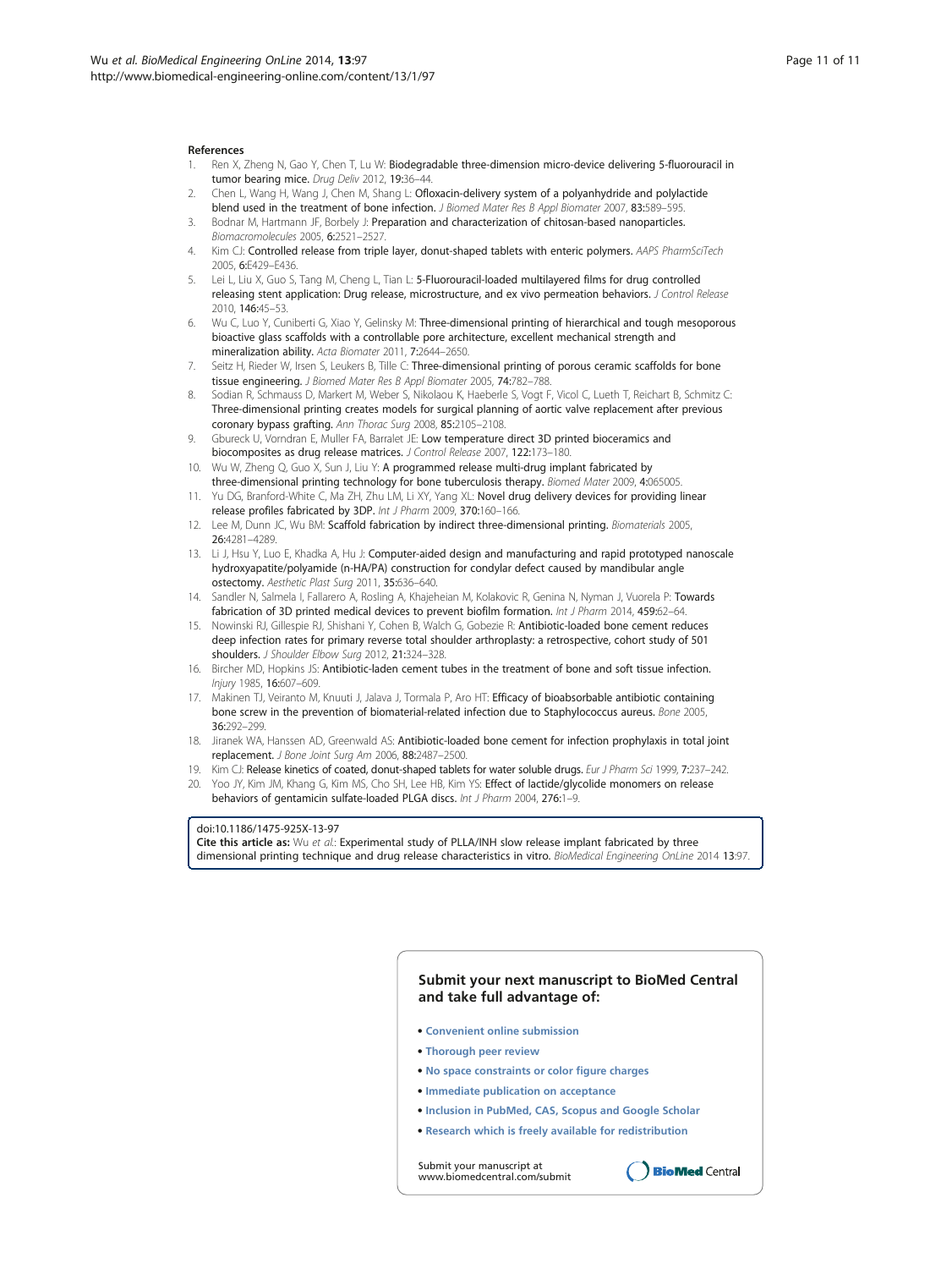## References

1. Ren X, Zheng N, Gao Y, Chen T, Lu W: Biodegradable three-dimension micro-device delivering 5-fluorouracil in tumor bearing mice. *Drug Deliv* 2012, **19:**36–44.
2. Chen L, Wang H, Wang J, Chen M, Shang L: Ofloxacin-delivery system of a polyanhydride and polylactide blend used in the treatment of bone infection. *J Biomed Mater Res B Appl Biomater* 2007, **83:**589–595.
3. Bodnar M, Hartmann JF, Borbely J: Preparation and characterization of chitosan-based nanoparticles. *Biomacromolecules* 2005, **6:**2521–2527.
4. Kim CJ: Controlled release from triple layer, donut-shaped tablets with enteric polymers. *AAPS PharmSciTech* 2005, **6:**E429–E436.
5. Lei L, Liu X, Guo S, Tang M, Cheng L, Tian L: 5-Fluorouracil-loaded multilayered films for drug controlled releasing stent application: Drug release, microstructure, and ex vivo permeation behaviors. *J Control Release* 2010, **146:**45–53.
6. Wu C, Luo Y, Cuniberti G, Xiao Y, Gelinsky M: Three-dimensional printing of hierarchical and tough mesoporous bioactive glass scaffolds with a controllable pore architecture, excellent mechanical strength and mineralization ability. *Acta Biomater* 2011, **7:**2644–2650.
7. Seitz H, Rieder W, Irsen S, Leukers B, Tille C: Three-dimensional printing of porous ceramic scaffolds for bone tissue engineering. *J Biomed Mater Res B Appl Biomater* 2005, **74:**782–788.
8. Sodian R, Schmauss D, Markert M, Weber S, Nikolaou K, Haeberle S, Vogt F, Vicol C, Lueth T, Reichart B, Schmitz C: Three-dimensional printing creates models for surgical planning of aortic valve replacement after previous coronary bypass grafting. *Ann Thorac Surg* 2008, **85:**2105–2108.
9. Gbureck U, Vorndran E, Muller FA, Barralet JE: Low temperature direct 3D printed bioceramics and biocomposites as drug release matrices. *J Control Release* 2007, **122:**173–180.
10. Wu W, Zheng Q, Guo X, Sun J, Liu Y: A programmed release multi-drug implant fabricated by three-dimensional printing technology for bone tuberculosis therapy. *Biomed Mater* 2009, **4:**065005.
11. Yu DG, Branford-White C, Ma ZH, Zhu LM, Li XY, Yang XL: Novel drug delivery devices for providing linear release profiles fabricated by 3DP. *Int J Pharm* 2009, **370:**160–166.
12. Lee M, Dunn JC, Wu BM: Scaffold fabrication by indirect three-dimensional printing. *Biomaterials* 2005, **26:**4281–4289.
13. Li J, Hsu Y, Luo E, Khadka A, Hu J: Computer-aided design and manufacturing and rapid prototyped nanoscale hydroxyapatite/polyamide (n-HA/PA) construction for condylar defect caused by mandibular angle ostectomy. *Aesthetic Plast Surg* 2011, **35:**636–640.
14. Sandler N, Salmela I, Fallarero A, Rosling A, Khajeheian M, Kolakovic R, Genina N, Nyman J, Vuorela P: Towards fabrication of 3D printed medical devices to prevent biofilm formation. *Int J Pharm* 2014, **459:**62–64.
15. Nowinski RJ, Gillespie RJ, Shishani Y, Cohen B, Walch G, Gobezie R: Antibiotic-loaded bone cement reduces deep infection rates for primary reverse total shoulder arthroplasty: a retrospective, cohort study of 501 shoulders. *J Shoulder Elbow Surg* 2012, **21:**324–328.
16. Bircher MD, Hopkins JS: Antibiotic-laden cement tubes in the treatment of bone and soft tissue infection. *Injury* 1985, **16:**607–609.
17. Makinen TJ, Veiranto M, Knuuti J, Jalava J, Tormala P, Aro HT: Efficacy of bioabsorbable antibiotic containing bone screw in the prevention of biomaterial-related infection due to Staphylococcus aureus. *Bone* 2005, **36:**292–299.
18. Jiranek WA, Hanssen AD, Greenwald AS: Antibiotic-loaded bone cement for infection prophylaxis in total joint replacement. *J Bone Joint Surg Am* 2006, **88:**2487–2500.
19. Kim CJ: Release kinetics of coated, donut-shaped tablets for water soluble drugs. *Eur J Pharm Sci* 1999, **7:**237–242.
20. Yoo JY, Kim JM, Khang G, Kim MS, Cho SH, Lee HB, Kim YS: Effect of lactide/glycolide monomers on release behaviors of gentamicin sulfate-loaded PLGA discs. *Int J Pharm* 2004, **276:**1–9.

doi:10.1186/1475-925X-13-97

**Cite this article as:** Wu *et al.*: Experimental study of PLLA/INH slow release implant fabricated by three dimensional printing technique and drug release characteristics in vitro. *BioMedical Engineering OnLine* 2014 **13**:97.

**Submit your next manuscript to BioMed Central and take full advantage of:**

- **Convenient online submission**
- **Thorough peer review**
- **No space constraints or color figure charges**
- **Immediate publication on acceptance**
- **Inclusion in PubMed, CAS, Scopus and Google Scholar**
- **Research which is freely available for redistribution**

Submit your manuscript at
www.biomedcentral.com/submit

BioMed Central